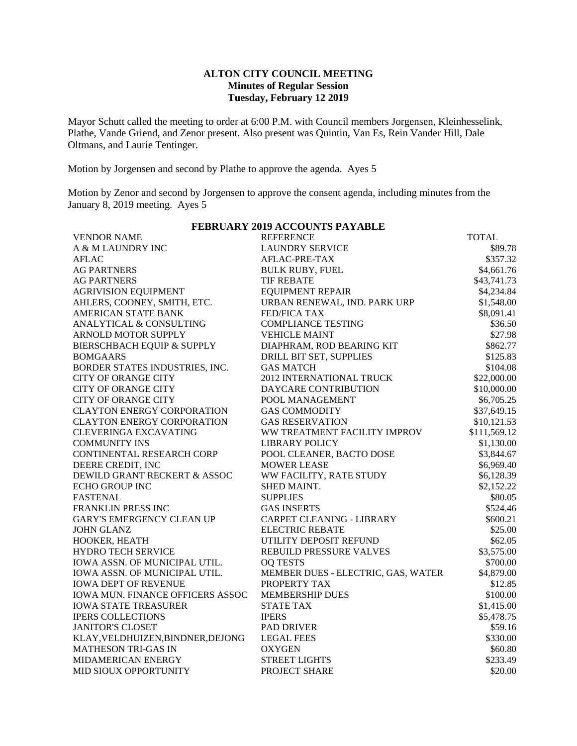**ALTON CITY COUNCIL MEETING**
**Minutes of Regular Session**
**Tuesday, February 12 2019**

Mayor Schutt called the meeting to order at 6:00 P.M. with Council members Jorgensen, Kleinhesselink, Plathe, Vande Griend, and Zenor present. Also present was Quintin, Van Es, Rein Vander Hill, Dale Oltmans, and Laurie Tentinger.

Motion by Jorgensen and second by Plathe to approve the agenda. Ayes 5

Motion by Zenor and second by Jorgensen to approve the consent agenda, including minutes from the January 8, 2019 meeting. Ayes 5

**FEBRUARY 2019 ACCOUNTS PAYABLE**

| VENDOR NAME | REFERENCE | TOTAL |
|---|---|---|
| A & M LAUNDRY INC | LAUNDRY SERVICE | $89.78 |
| AFLAC | AFLAC-PRE-TAX | $357.32 |
| AG PARTNERS | BULK RUBY, FUEL | $4,661.76 |
| AG PARTNERS | TIF REBATE | $43,741.73 |
| AGRIVISION EQUIPMENT | EQUIPMENT REPAIR | $4,234.84 |
| AHLERS, COONEY, SMITH, ETC. | URBAN RENEWAL, IND. PARK URP | $1,548.00 |
| AMERICAN STATE BANK | FED/FICA TAX | $8,091.41 |
| ANALYTICAL & CONSULTING | COMPLIANCE TESTING | $36.50 |
| ARNOLD MOTOR SUPPLY | VEHICLE MAINT | $27.98 |
| BIERSCHBACH EQUIP & SUPPLY | DIAPHRAM, ROD BEARING KIT | $862.77 |
| BOMGAARS | DRILL BIT SET, SUPPLIES | $125.83 |
| BORDER STATES INDUSTRIES, INC. | GAS MATCH | $104.08 |
| CITY OF ORANGE CITY | 2012 INTERNATIONAL TRUCK | $22,000.00 |
| CITY OF ORANGE CITY | DAYCARE CONTRIBUTION | $10,000.00 |
| CITY OF ORANGE CITY | POOL MANAGEMENT | $6,705.25 |
| CLAYTON ENERGY CORPORATION | GAS COMMODITY | $37,649.15 |
| CLAYTON ENERGY CORPORATION | GAS RESERVATION | $10,121.53 |
| CLEVERINGA EXCAVATING | WW TREATMENT FACILITY IMPROV | $111,569.12 |
| COMMUNITY INS | LIBRARY POLICY | $1,130.00 |
| CONTINENTAL RESEARCH CORP | POOL CLEANER, BACTO DOSE | $3,844.67 |
| DEERE CREDIT, INC | MOWER LEASE | $6,969.40 |
| DEWILD GRANT RECKERT & ASSOC | WW FACILITY, RATE STUDY | $6,128.39 |
| ECHO GROUP INC | SHED MAINT. | $2,152.22 |
| FASTENAL | SUPPLIES | $80.05 |
| FRANKLIN PRESS INC | GAS INSERTS | $524.46 |
| GARY'S EMERGENCY CLEAN UP | CARPET CLEANING - LIBRARY | $600.21 |
| JOHN GLANZ | ELECTRIC REBATE | $25.00 |
| HOOKER, HEATH | UTILITY DEPOSIT REFUND | $62.05 |
| HYDRO TECH SERVICE | REBUILD PRESSURE VALVES | $3,575.00 |
| IOWA ASSN. OF MUNICIPAL UTIL. | OQ TESTS | $700.00 |
| IOWA ASSN. OF MUNICIPAL UTIL. | MEMBER DUES - ELECTRIC, GAS, WATER | $4,879.00 |
| IOWA DEPT OF REVENUE | PROPERTY TAX | $12.85 |
| IOWA MUN. FINANCE OFFICERS ASSOC | MEMBERSHIP DUES | $100.00 |
| IOWA STATE TREASURER | STATE TAX | $1,415.00 |
| IPERS COLLECTIONS | IPERS | $5,478.75 |
| JANITOR'S CLOSET | PAD DRIVER | $59.16 |
| KLAY,VELDHUIZEN,BINDNER,DEJONG | LEGAL FEES | $330.00 |
| MATHESON TRI-GAS IN | OXYGEN | $60.80 |
| MIDAMERICAN ENERGY | STREET LIGHTS | $233.49 |
| MID SIOUX OPPORTUNITY | PROJECT SHARE | $20.00 |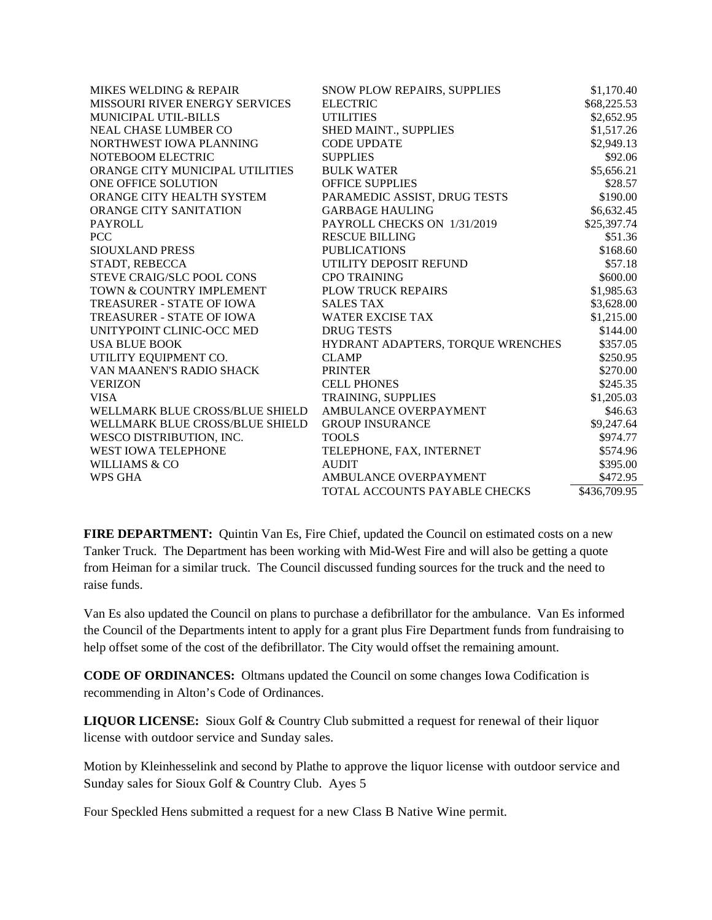| | | |
|---|---|---|
| MIKES WELDING & REPAIR | SNOW PLOW REPAIRS, SUPPLIES | $1,170.40 |
| MISSOURI RIVER ENERGY SERVICES | ELECTRIC | $68,225.53 |
| MUNICIPAL UTIL-BILLS | UTILITIES | $2,652.95 |
| NEAL CHASE LUMBER CO | SHED MAINT., SUPPLIES | $1,517.26 |
| NORTHWEST IOWA PLANNING | CODE UPDATE | $2,949.13 |
| NOTEBOOM ELECTRIC | SUPPLIES | $92.06 |
| ORANGE CITY MUNICIPAL UTILITIES | BULK WATER | $5,656.21 |
| ONE OFFICE SOLUTION | OFFICE SUPPLIES | $28.57 |
| ORANGE CITY HEALTH SYSTEM | PARAMEDIC ASSIST, DRUG TESTS | $190.00 |
| ORANGE CITY SANITATION | GARBAGE HAULING | $6,632.45 |
| PAYROLL | PAYROLL CHECKS ON 1/31/2019 | $25,397.74 |
| PCC | RESCUE BILLING | $51.36 |
| SIOUXLAND PRESS | PUBLICATIONS | $168.60 |
| STADT, REBECCA | UTILITY DEPOSIT REFUND | $57.18 |
| STEVE CRAIG/SLC POOL CONS | CPO TRAINING | $600.00 |
| TOWN & COUNTRY IMPLEMENT | PLOW TRUCK REPAIRS | $1,985.63 |
| TREASURER - STATE OF IOWA | SALES TAX | $3,628.00 |
| TREASURER - STATE OF IOWA | WATER EXCISE TAX | $1,215.00 |
| UNITYPOINT CLINIC-OCC MED | DRUG TESTS | $144.00 |
| USA BLUE BOOK | HYDRANT ADAPTERS, TORQUE WRENCHES | $357.05 |
| UTILITY EQUIPMENT CO. | CLAMP | $250.95 |
| VAN MAANEN'S RADIO SHACK | PRINTER | $270.00 |
| VERIZON | CELL PHONES | $245.35 |
| VISA | TRAINING, SUPPLIES | $1,205.03 |
| WELLMARK BLUE CROSS/BLUE SHIELD | AMBULANCE OVERPAYMENT | $46.63 |
| WELLMARK BLUE CROSS/BLUE SHIELD | GROUP INSURANCE | $9,247.64 |
| WESCO DISTRIBUTION, INC. | TOOLS | $974.77 |
| WEST IOWA TELEPHONE | TELEPHONE, FAX, INTERNET | $574.96 |
| WILLIAMS & CO | AUDIT | $395.00 |
| WPS GHA | AMBULANCE OVERPAYMENT | $472.95 |
| | TOTAL ACCOUNTS PAYABLE CHECKS | $436,709.95 |

**FIRE DEPARTMENT:** Quintin Van Es, Fire Chief, updated the Council on estimated costs on a new Tanker Truck. The Department has been working with Mid-West Fire and will also be getting a quote from Heiman for a similar truck. The Council discussed funding sources for the truck and the need to raise funds.

Van Es also updated the Council on plans to purchase a defibrillator for the ambulance. Van Es informed the Council of the Departments intent to apply for a grant plus Fire Department funds from fundraising to help offset some of the cost of the defibrillator. The City would offset the remaining amount.

**CODE OF ORDINANCES:** Oltmans updated the Council on some changes Iowa Codification is recommending in Alton's Code of Ordinances.

**LIQUOR LICENSE:** Sioux Golf & Country Club submitted a request for renewal of their liquor license with outdoor service and Sunday sales.

Motion by Kleinhesselink and second by Plathe to approve the liquor license with outdoor service and Sunday sales for Sioux Golf & Country Club. Ayes 5

Four Speckled Hens submitted a request for a new Class B Native Wine permit.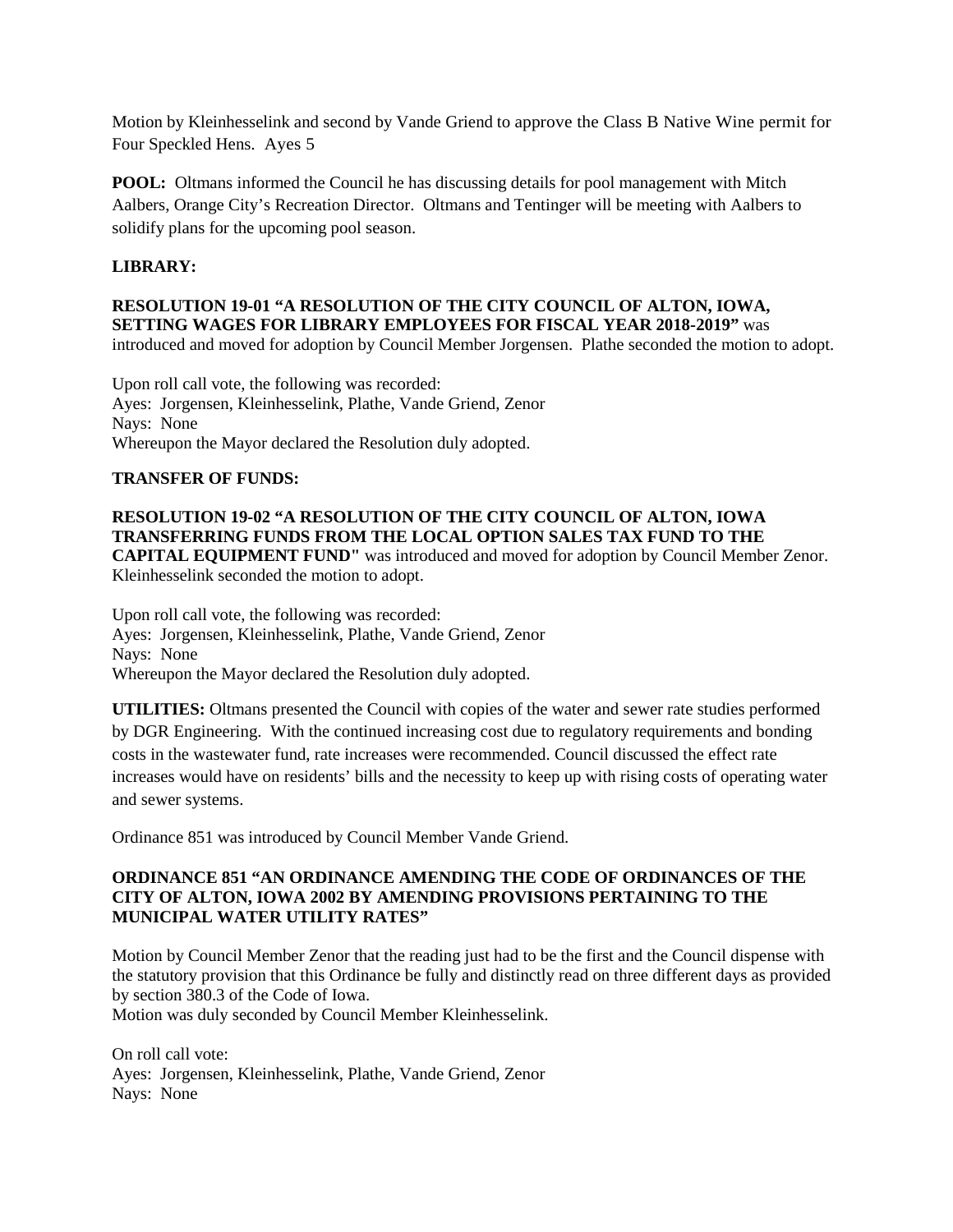Motion by Kleinhesselink and second by Vande Griend to approve the Class B Native Wine permit for Four Speckled Hens. Ayes 5

**POOL:** Oltmans informed the Council he has discussing details for pool management with Mitch Aalbers, Orange City's Recreation Director. Oltmans and Tentinger will be meeting with Aalbers to solidify plans for the upcoming pool season.

**LIBRARY:**

**RESOLUTION 19-01 "A RESOLUTION OF THE CITY COUNCIL OF ALTON, IOWA, SETTING WAGES FOR LIBRARY EMPLOYEES FOR FISCAL YEAR 2018-2019"** was introduced and moved for adoption by Council Member Jorgensen. Plathe seconded the motion to adopt.

Upon roll call vote, the following was recorded:
Ayes: Jorgensen, Kleinhesselink, Plathe, Vande Griend, Zenor
Nays: None
Whereupon the Mayor declared the Resolution duly adopted.

**TRANSFER OF FUNDS:**

**RESOLUTION 19-02 "A RESOLUTION OF THE CITY COUNCIL OF ALTON, IOWA TRANSFERRING FUNDS FROM THE LOCAL OPTION SALES TAX FUND TO THE CAPITAL EQUIPMENT FUND"** was introduced and moved for adoption by Council Member Zenor. Kleinhesselink seconded the motion to adopt.

Upon roll call vote, the following was recorded:
Ayes: Jorgensen, Kleinhesselink, Plathe, Vande Griend, Zenor
Nays: None
Whereupon the Mayor declared the Resolution duly adopted.

**UTILITIES:** Oltmans presented the Council with copies of the water and sewer rate studies performed by DGR Engineering. With the continued increasing cost due to regulatory requirements and bonding costs in the wastewater fund, rate increases were recommended. Council discussed the effect rate increases would have on residents' bills and the necessity to keep up with rising costs of operating water and sewer systems.

Ordinance 851 was introduced by Council Member Vande Griend.

**ORDINANCE 851 "AN ORDINANCE AMENDING THE CODE OF ORDINANCES OF THE CITY OF ALTON, IOWA 2002 BY AMENDING PROVISIONS PERTAINING TO THE MUNICIPAL WATER UTILITY RATES"**

Motion by Council Member Zenor that the reading just had to be the first and the Council dispense with the statutory provision that this Ordinance be fully and distinctly read on three different days as provided by section 380.3 of the Code of Iowa.
Motion was duly seconded by Council Member Kleinhesselink.

On roll call vote:
Ayes: Jorgensen, Kleinhesselink, Plathe, Vande Griend, Zenor
Nays: None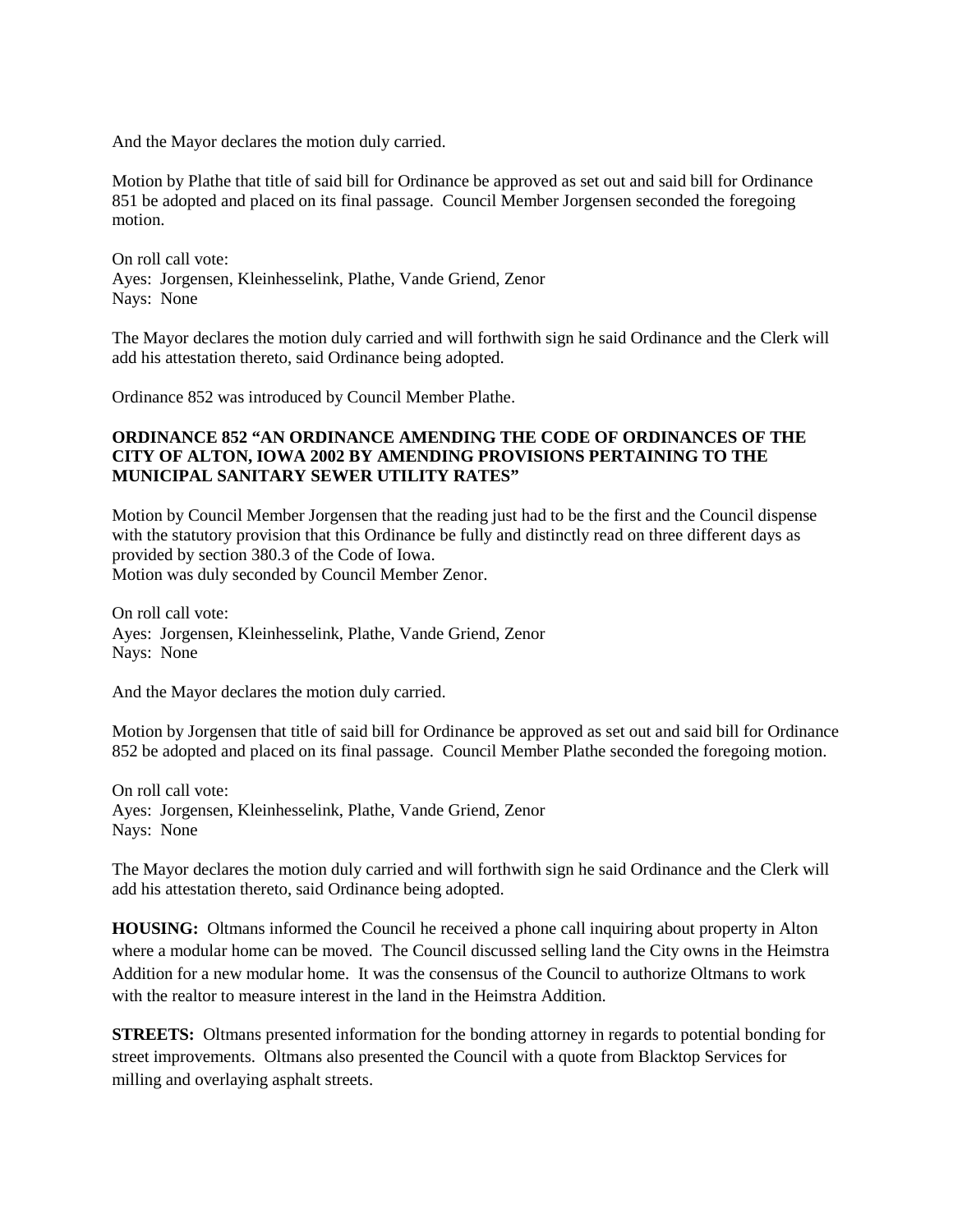And the Mayor declares the motion duly carried.

Motion by Plathe that title of said bill for Ordinance be approved as set out and said bill for Ordinance 851 be adopted and placed on its final passage. Council Member Jorgensen seconded the foregoing motion.

On roll call vote:
Ayes: Jorgensen, Kleinhesselink, Plathe, Vande Griend, Zenor
Nays: None

The Mayor declares the motion duly carried and will forthwith sign he said Ordinance and the Clerk will add his attestation thereto, said Ordinance being adopted.

Ordinance 852 was introduced by Council Member Plathe.

**ORDINANCE 852 "AN ORDINANCE AMENDING THE CODE OF ORDINANCES OF THE CITY OF ALTON, IOWA 2002 BY AMENDING PROVISIONS PERTAINING TO THE MUNICIPAL SANITARY SEWER UTILITY RATES"**

Motion by Council Member Jorgensen that the reading just had to be the first and the Council dispense with the statutory provision that this Ordinance be fully and distinctly read on three different days as provided by section 380.3 of the Code of Iowa.
Motion was duly seconded by Council Member Zenor.

On roll call vote:
Ayes: Jorgensen, Kleinhesselink, Plathe, Vande Griend, Zenor
Nays: None

And the Mayor declares the motion duly carried.

Motion by Jorgensen that title of said bill for Ordinance be approved as set out and said bill for Ordinance 852 be adopted and placed on its final passage. Council Member Plathe seconded the foregoing motion.

On roll call vote:
Ayes: Jorgensen, Kleinhesselink, Plathe, Vande Griend, Zenor
Nays: None

The Mayor declares the motion duly carried and will forthwith sign he said Ordinance and the Clerk will add his attestation thereto, said Ordinance being adopted.

**HOUSING:** Oltmans informed the Council he received a phone call inquiring about property in Alton where a modular home can be moved. The Council discussed selling land the City owns in the Heimstra Addition for a new modular home. It was the consensus of the Council to authorize Oltmans to work with the realtor to measure interest in the land in the Heimstra Addition.

**STREETS:** Oltmans presented information for the bonding attorney in regards to potential bonding for street improvements. Oltmans also presented the Council with a quote from Blacktop Services for milling and overlaying asphalt streets.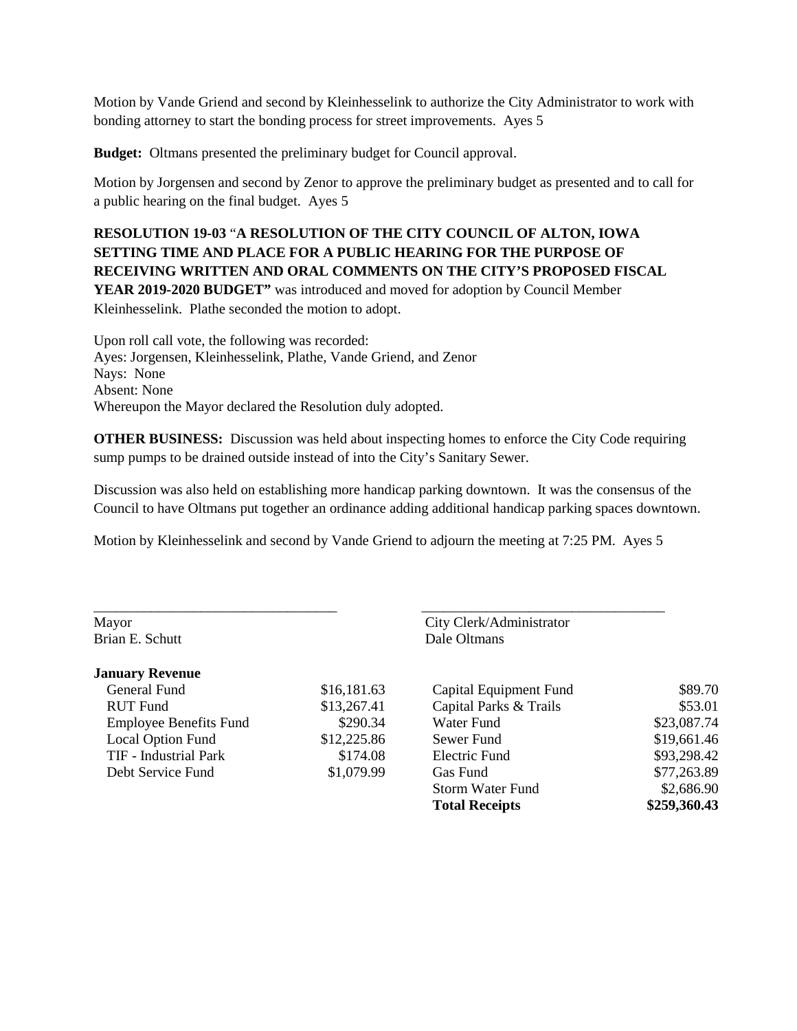Motion by Vande Griend and second by Kleinhesselink to authorize the City Administrator to work with bonding attorney to start the bonding process for street improvements. Ayes 5

**Budget:** Oltmans presented the preliminary budget for Council approval.

Motion by Jorgensen and second by Zenor to approve the preliminary budget as presented and to call for a public hearing on the final budget. Ayes 5

**RESOLUTION 19-03** "**A RESOLUTION OF THE CITY COUNCIL OF ALTON, IOWA SETTING TIME AND PLACE FOR A PUBLIC HEARING FOR THE PURPOSE OF RECEIVING WRITTEN AND ORAL COMMENTS ON THE CITY'S PROPOSED FISCAL YEAR 2019-2020 BUDGET"** was introduced and moved for adoption by Council Member Kleinhesselink. Plathe seconded the motion to adopt.

Upon roll call vote, the following was recorded:
Ayes: Jorgensen, Kleinhesselink, Plathe, Vande Griend, and Zenor
Nays: None
Absent: None
Whereupon the Mayor declared the Resolution duly adopted.

**OTHER BUSINESS:** Discussion was held about inspecting homes to enforce the City Code requiring sump pumps to be drained outside instead of into the City's Sanitary Sewer.

Discussion was also held on establishing more handicap parking downtown. It was the consensus of the Council to have Oltmans put together an ordinance adding additional handicap parking spaces downtown.

Motion by Kleinhesselink and second by Vande Griend to adjourn the meeting at 7:25 PM. Ayes 5

\_\_\_\_\_\_\_\_\_\_\_\_\_\_\_\_\_\_\_\_\_\_\_\_\_\_\_\_\_\_\_\_\_\_
Mayor
Brian E. Schutt

\_\_\_\_\_\_\_\_\_\_\_\_\_\_\_\_\_\_\_\_\_\_\_\_\_\_\_\_\_\_\_\_\_\_
City Clerk/Administrator
Dale Oltmans

**January Revenue**

| | | | |
|---|---|---|---|
| General Fund | $16,181.63 | Capital Equipment Fund | $89.70 |
| RUT Fund | $13,267.41 | Capital Parks & Trails | $53.01 |
| Employee Benefits Fund | $290.34 | Water Fund | $23,087.74 |
| Local Option Fund | $12,225.86 | Sewer Fund | $19,661.46 |
| TIF - Industrial Park | $174.08 | Electric Fund | $93,298.42 |
| Debt Service Fund | $1,079.99 | Gas Fund | $77,263.89 |
| | | Storm Water Fund | $2,686.90 |
| | | **Total Receipts** | **$259,360.43** |